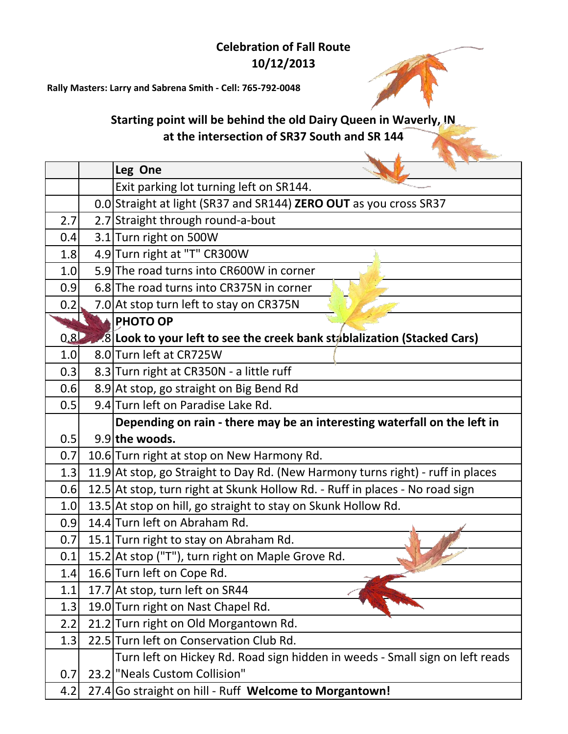**Celebration of Fall Route**
**10/12/2013**

**Rally Masters: Larry and Sabrena Smith - Cell: 765-792-0048**

**Starting point will be behind the old Dairy Queen in Waverly, IN at the intersection of SR37 South and SR 144**

| | | **Leg One** |
|---|---|---|
| | | Exit parking lot turning left on SR144. |
| | 0.0 | Straight at light (SR37 and SR144) **ZERO OUT** as you cross SR37 |
| 2.7 | 2.7 | Straight through round-a-bout |
| 0.4 | 3.1 | Turn right on 500W |
| 1.8 | 4.9 | Turn right at "T" CR300W |
| 1.0 | 5.9 | The road turns into CR600W in corner |
| 0.9 | 6.8 | The road turns into CR375N in corner |
| 0.2 | 7.0 | At stop turn left to stay on CR375N |
| | | **PHOTO OP** |
| 0.8 | 7.8 | **Look to your left to see the creek bank stablalization (Stacked Cars)** |
| 1.0 | 8.0 | Turn left at CR725W |
| 0.3 | 8.3 | Turn right at CR350N - a little ruff |
| 0.6 | 8.9 | At stop, go straight on Big Bend Rd |
| 0.5 | 9.4 | Turn left on Paradise Lake Rd. |
| 0.5 | 9.9 | **Depending on rain - there may be an interesting waterfall on the left in the woods.** |
| 0.7 | 10.6 | Turn right at stop on New Harmony Rd. |
| 1.3 | 11.9 | At stop, go Straight to Day Rd. (New Harmony turns right) - ruff in places |
| 0.6 | 12.5 | At stop, turn right at Skunk Hollow Rd. - Ruff in places - No road sign |
| 1.0 | 13.5 | At stop on hill, go straight to stay on Skunk Hollow Rd. |
| 0.9 | 14.4 | Turn left on Abraham Rd. |
| 0.7 | 15.1 | Turn right to stay on Abraham Rd. |
| 0.1 | 15.2 | At stop ("T"), turn right on Maple Grove Rd. |
| 1.4 | 16.6 | Turn left on Cope Rd. |
| 1.1 | 17.7 | At stop, turn left on SR44 |
| 1.3 | 19.0 | Turn right on Nast Chapel Rd. |
| 2.2 | 21.2 | Turn right on Old Morgantown Rd. |
| 1.3 | 22.5 | Turn left on Conservation Club Rd. |
| 0.7 | 23.2 | Turn left on Hickey Rd. Road sign hidden in weeds - Small sign on left reads "Neals Custom Collision" |
| 4.2 | 27.4 | Go straight on hill - Ruff **Welcome to Morgantown!** |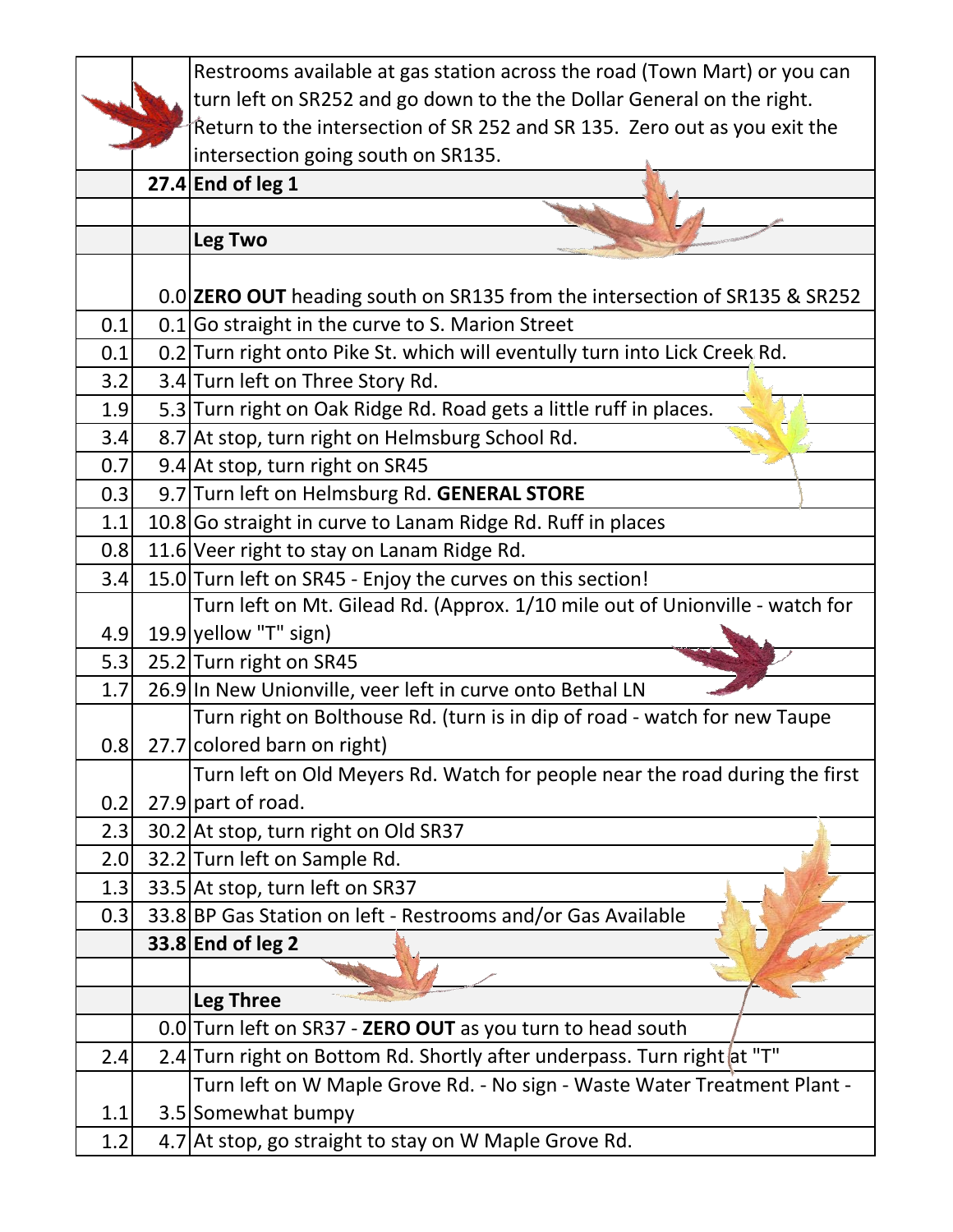| | | |
|---|---|---|
| | | Restrooms available at gas station across the road (Town Mart) or you can turn left on SR252 and go down to the the Dollar General on the right. Return to the intersection of SR 252 and SR 135. Zero out as you exit the intersection going south on SR135. |
| | **27.4** | **End of leg 1** |
| | | |
| | | **Leg Two** |
| | 0.0 | **ZERO OUT** heading south on SR135 from the intersection of SR135 & SR252 |
| 0.1 | 0.1 | Go straight in the curve to S. Marion Street |
| 0.1 | 0.2 | Turn right onto Pike St. which will eventully turn into Lick Creek Rd. |
| 3.2 | 3.4 | Turn left on Three Story Rd. |
| 1.9 | 5.3 | Turn right on Oak Ridge Rd. Road gets a little ruff in places. |
| 3.4 | 8.7 | At stop, turn right on Helmsburg School Rd. |
| 0.7 | 9.4 | At stop, turn right on SR45 |
| 0.3 | 9.7 | Turn left on Helmsburg Rd. **GENERAL STORE** |
| 1.1 | 10.8 | Go straight in curve to Lanam Ridge Rd. Ruff in places |
| 0.8 | 11.6 | Veer right to stay on Lanam Ridge Rd. |
| 3.4 | 15.0 | Turn left on SR45 - Enjoy the curves on this section! |
| 4.9 | 19.9 | Turn left on Mt. Gilead Rd. (Approx. 1/10 mile out of Unionville - watch for yellow "T" sign) |
| 5.3 | 25.2 | Turn right on SR45 |
| 1.7 | 26.9 | In New Unionville, veer left in curve onto Bethal LN |
| 0.8 | 27.7 | Turn right on Bolthouse Rd. (turn is in dip of road - watch for new Taupe colored barn on right) |
| 0.2 | 27.9 | Turn left on Old Meyers Rd. Watch for people near the road during the first part of road. |
| 2.3 | 30.2 | At stop, turn right on Old SR37 |
| 2.0 | 32.2 | Turn left on Sample Rd. |
| 1.3 | 33.5 | At stop, turn left on SR37 |
| 0.3 | 33.8 | BP Gas Station on left - Restrooms and/or Gas Available |
| | **33.8** | **End of leg 2** |
| | | |
| | | **Leg Three** |
| | 0.0 | Turn left on SR37 - **ZERO OUT** as you turn to head south |
| 2.4 | 2.4 | Turn right on Bottom Rd. Shortly after underpass. Turn right at "T" |
| 1.1 | 3.5 | Turn left on W Maple Grove Rd. - No sign - Waste Water Treatment Plant - Somewhat bumpy |
| 1.2 | 4.7 | At stop, go straight to stay on W Maple Grove Rd. |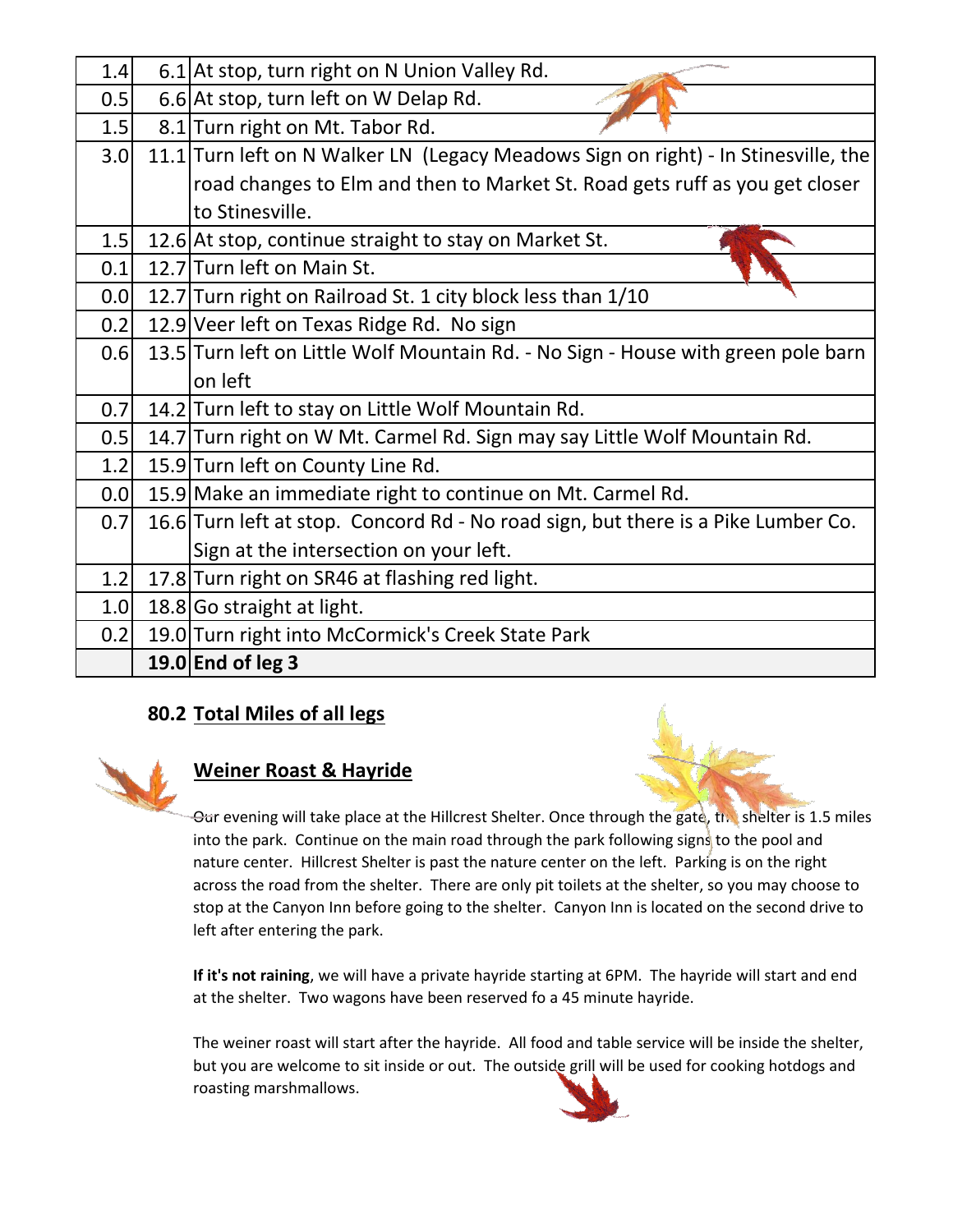| | | |
|---|---|---|
| 1.4 | 6.1 | At stop, turn right on N Union Valley Rd. |
| 0.5 | 6.6 | At stop, turn left on W Delap Rd. |
| 1.5 | 8.1 | Turn right on Mt. Tabor Rd. |
| 3.0 | 11.1 | Turn left on N Walker LN (Legacy Meadows Sign on right) - In Stinesville, the road changes to Elm and then to Market St. Road gets ruff as you get closer to Stinesville. |
| 1.5 | 12.6 | At stop, continue straight to stay on Market St. |
| 0.1 | 12.7 | Turn left on Main St. |
| 0.0 | 12.7 | Turn right on Railroad St. 1 city block less than 1/10 |
| 0.2 | 12.9 | Veer left on Texas Ridge Rd. No sign |
| 0.6 | 13.5 | Turn left on Little Wolf Mountain Rd. - No Sign - House with green pole barn on left |
| 0.7 | 14.2 | Turn left to stay on Little Wolf Mountain Rd. |
| 0.5 | 14.7 | Turn right on W Mt. Carmel Rd. Sign may say Little Wolf Mountain Rd. |
| 1.2 | 15.9 | Turn left on County Line Rd. |
| 0.0 | 15.9 | Make an immediate right to continue on Mt. Carmel Rd. |
| 0.7 | 16.6 | Turn left at stop. Concord Rd - No road sign, but there is a Pike Lumber Co. Sign at the intersection on your left. |
| 1.2 | 17.8 | Turn right on SR46 at flashing red light. |
| 1.0 | 18.8 | Go straight at light. |
| 0.2 | 19.0 | Turn right into McCormick's Creek State Park |
| | **19.0** | **End of leg 3** |

**80.2** **Total Miles of all legs**

## Weiner Roast & Hayride

Our evening will take place at the Hillcrest Shelter. Once through the gate, the shelter is 1.5 miles into the park. Continue on the main road through the park following signs to the pool and nature center. Hillcrest Shelter is past the nature center on the left. Parking is on the right across the road from the shelter. There are only pit toilets at the shelter, so you may choose to stop at the Canyon Inn before going to the shelter. Canyon Inn is located on the second drive to left after entering the park.

**If it's not raining**, we will have a private hayride starting at 6PM. The hayride will start and end at the shelter. Two wagons have been reserved fo a 45 minute hayride.

The weiner roast will start after the hayride. All food and table service will be inside the shelter, but you are welcome to sit inside or out. The outside grill will be used for cooking hotdogs and roasting marshmallows.